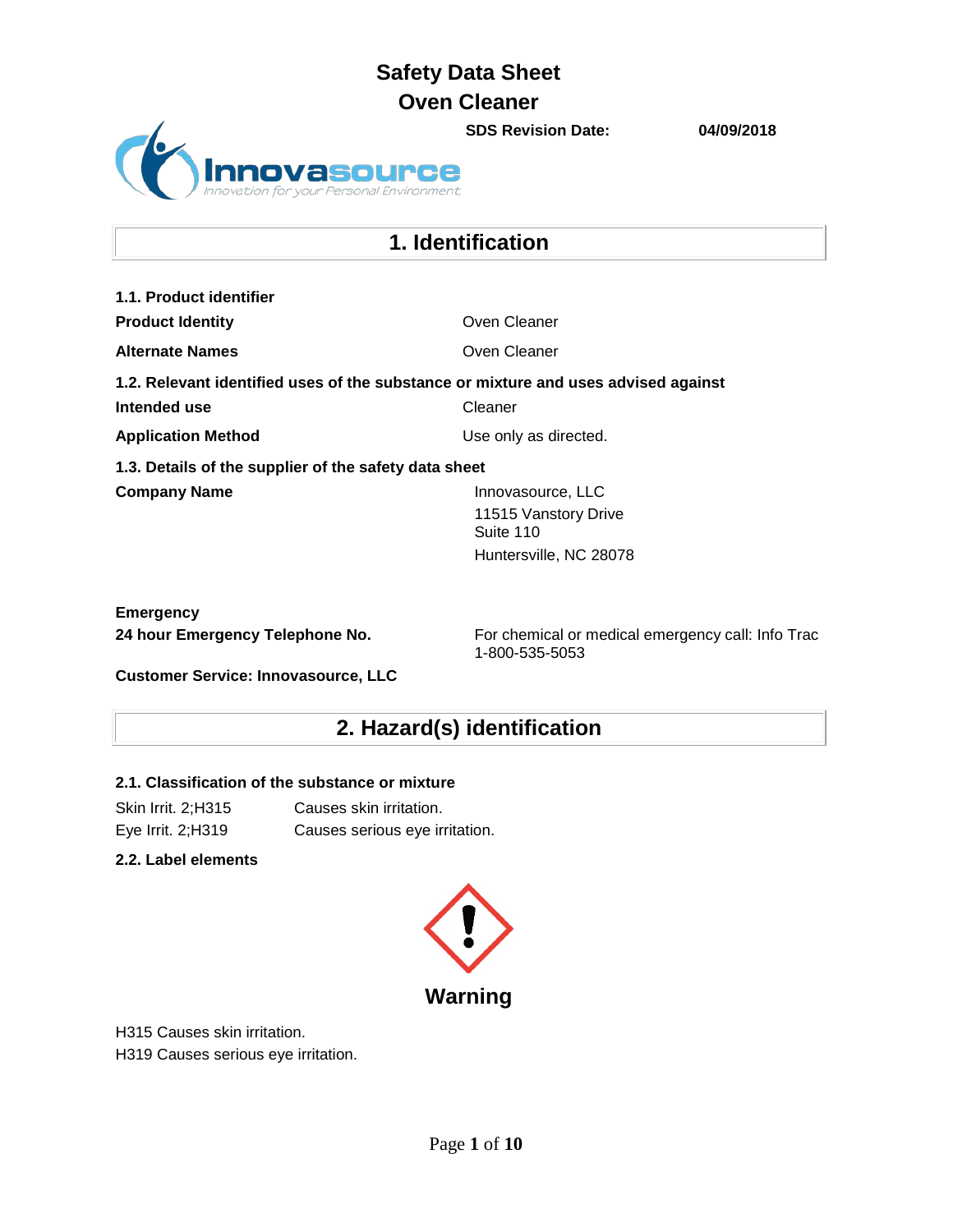# Safety Data Sheet
# Oven Cleaner

**SDS Revision Date:** **04/09/2018**

Innovasource
*Innovation for your Personal Environment*

## 1. Identification

**1.1. Product identifier**

| | |
|---|---|
| **Product Identity** | Oven Cleaner |
| **Alternate Names** | Oven Cleaner |

**1.2. Relevant identified uses of the substance or mixture and uses advised against**

| | |
|---|---|
| **Intended use** | Cleaner |
| **Application Method** | Use only as directed. |

**1.3. Details of the supplier of the safety data sheet**

**Company Name**

Innovasource, LLC
11515 Vanstory Drive
Suite 110
Huntersville, NC 28078

**Emergency**

**24 hour Emergency Telephone No.** For chemical or medical emergency call: Info Trac 1-800-535-5053

**Customer Service: Innovasource, LLC**

## 2. Hazard(s) identification

**2.1. Classification of the substance or mixture**

| | |
|---|---|
| Skin Irrit. 2;H315 | Causes skin irritation. |
| Eye Irrit. 2;H319 | Causes serious eye irritation. |

**2.2. Label elements**

**Warning**

H315 Causes skin irritation.
H319 Causes serious eye irritation.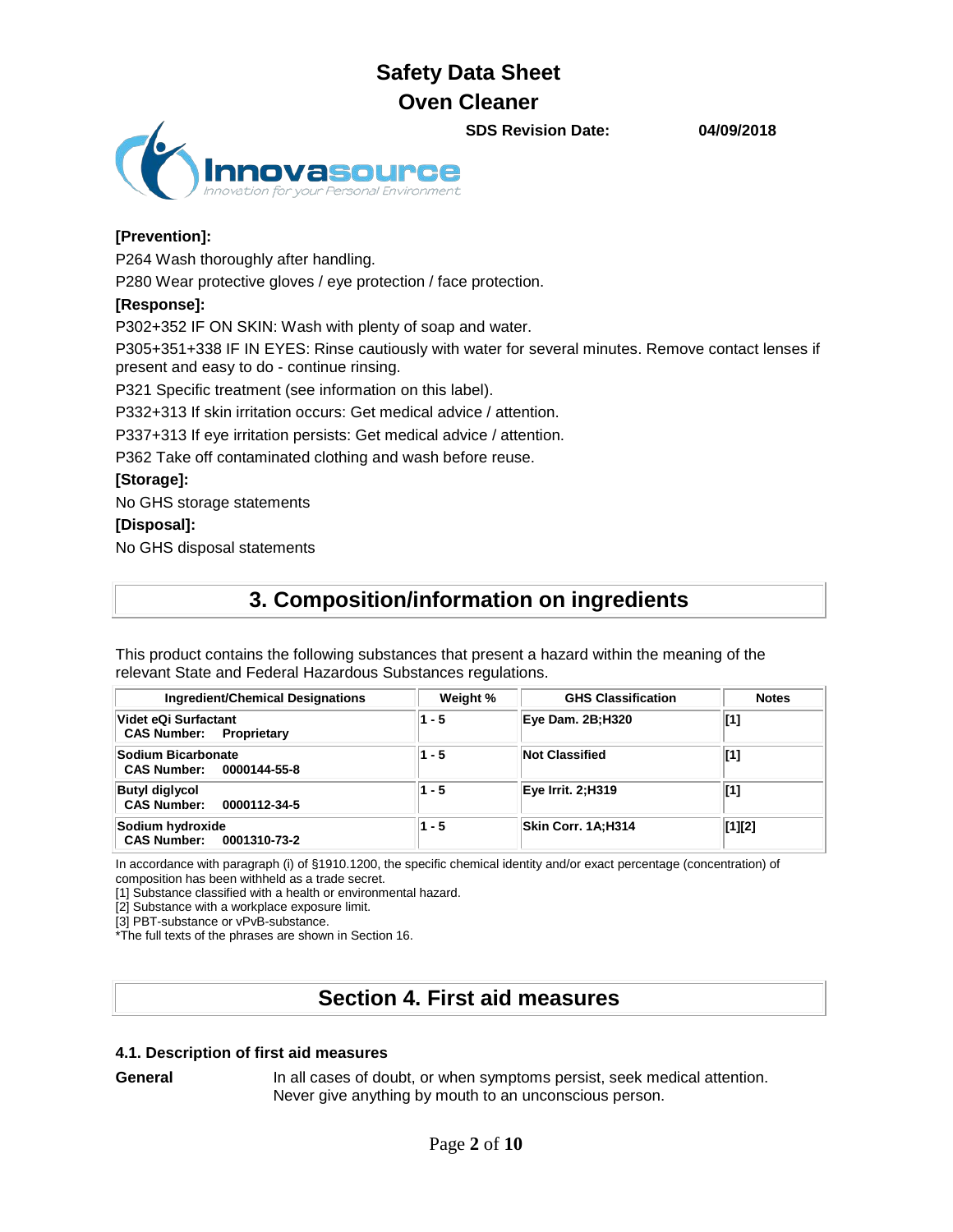**[Prevention]:**

P264 Wash thoroughly after handling.

P280 Wear protective gloves / eye protection / face protection.

**[Response]:**

P302+352 IF ON SKIN: Wash with plenty of soap and water.

P305+351+338 IF IN EYES: Rinse cautiously with water for several minutes. Remove contact lenses if present and easy to do - continue rinsing.

P321 Specific treatment (see information on this label).

P332+313 If skin irritation occurs: Get medical advice / attention.

P337+313 If eye irritation persists: Get medical advice / attention.

P362 Take off contaminated clothing and wash before reuse.

**[Storage]:**

No GHS storage statements

**[Disposal]:**

No GHS disposal statements

## 3. Composition/information on ingredients

This product contains the following substances that present a hazard within the meaning of the relevant State and Federal Hazardous Substances regulations.

| Ingredient/Chemical Designations | Weight % | GHS Classification | Notes |
|---|---|---|---|
| **Videt eQi Surfactant**<br>**CAS Number: Proprietary** | **1 - 5** | **Eye Dam. 2B;H320** | **[1]** |
| **Sodium Bicarbonate**<br>**CAS Number: 0000144-55-8** | **1 - 5** | **Not Classified** | **[1]** |
| **Butyl diglycol**<br>**CAS Number: 0000112-34-5** | **1 - 5** | **Eye Irrit. 2;H319** | **[1]** |
| **Sodium hydroxide**<br>**CAS Number: 0001310-73-2** | **1 - 5** | **Skin Corr. 1A;H314** | **[1][2]** |

In accordance with paragraph (i) of §1910.1200, the specific chemical identity and/or exact percentage (concentration) of composition has been withheld as a trade secret.

[1] Substance classified with a health or environmental hazard.

[2] Substance with a workplace exposure limit.

[3] PBT-substance or vPvB-substance.

*The full texts of the phrases are shown in Section 16.

## Section 4. First aid measures

### 4.1. Description of first aid measures

**General** In all cases of doubt, or when symptoms persist, seek medical attention. Never give anything by mouth to an unconscious person.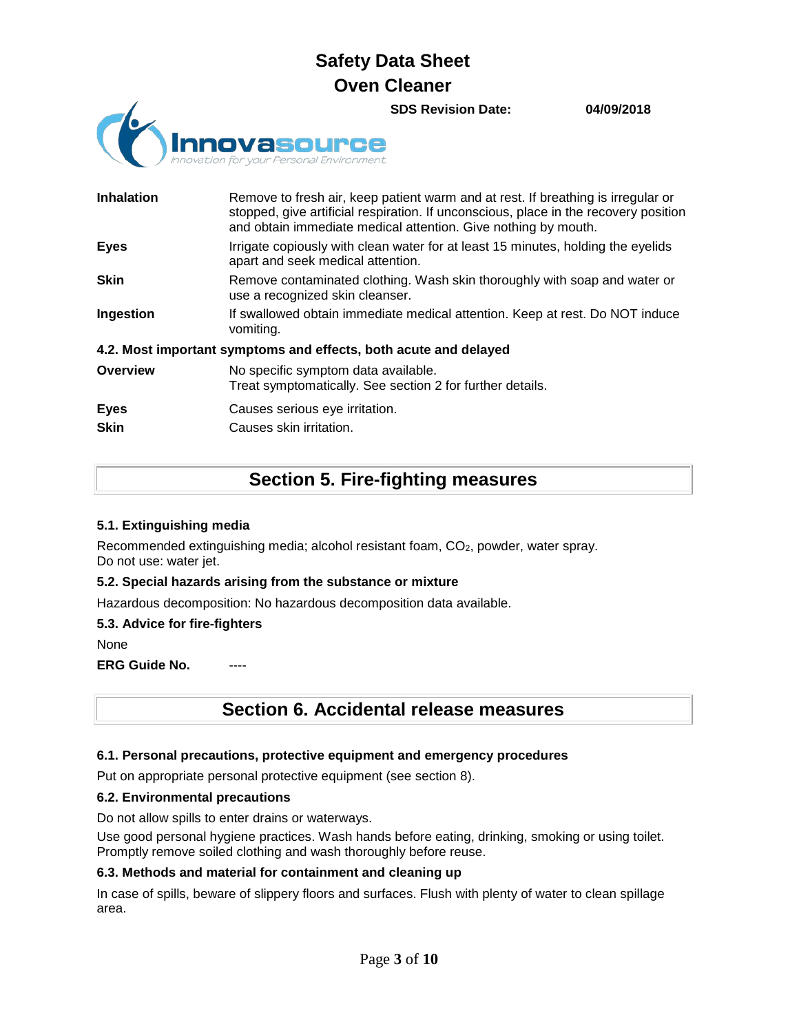| | |
|---|---|
| **Inhalation** | Remove to fresh air, keep patient warm and at rest. If breathing is irregular or stopped, give artificial respiration. If unconscious, place in the recovery position and obtain immediate medical attention. Give nothing by mouth. |
| **Eyes** | Irrigate copiously with clean water for at least 15 minutes, holding the eyelids apart and seek medical attention. |
| **Skin** | Remove contaminated clothing. Wash skin thoroughly with soap and water or use a recognized skin cleanser. |
| **Ingestion** | If swallowed obtain immediate medical attention. Keep at rest. Do NOT induce vomiting. |

**4.2. Most important symptoms and effects, both acute and delayed**

| | |
|---|---|
| **Overview** | No specific symptom data available.<br>Treat symptomatically. See section 2 for further details. |
| **Eyes** | Causes serious eye irritation. |
| **Skin** | Causes skin irritation. |

## Section 5. Fire-fighting measures

### 5.1. Extinguishing media

Recommended extinguishing media; alcohol resistant foam, $CO_2$, powder, water spray.
Do not use: water jet.

### 5.2. Special hazards arising from the substance or mixture

Hazardous decomposition: No hazardous decomposition data available.

### 5.3. Advice for fire-fighters

None

**ERG Guide No.** ----

## Section 6. Accidental release measures

### 6.1. Personal precautions, protective equipment and emergency procedures

Put on appropriate personal protective equipment (see section 8).

### 6.2. Environmental precautions

Do not allow spills to enter drains or waterways.

Use good personal hygiene practices. Wash hands before eating, drinking, smoking or using toilet. Promptly remove soiled clothing and wash thoroughly before reuse.

### 6.3. Methods and material for containment and cleaning up

In case of spills, beware of slippery floors and surfaces. Flush with plenty of water to clean spillage area.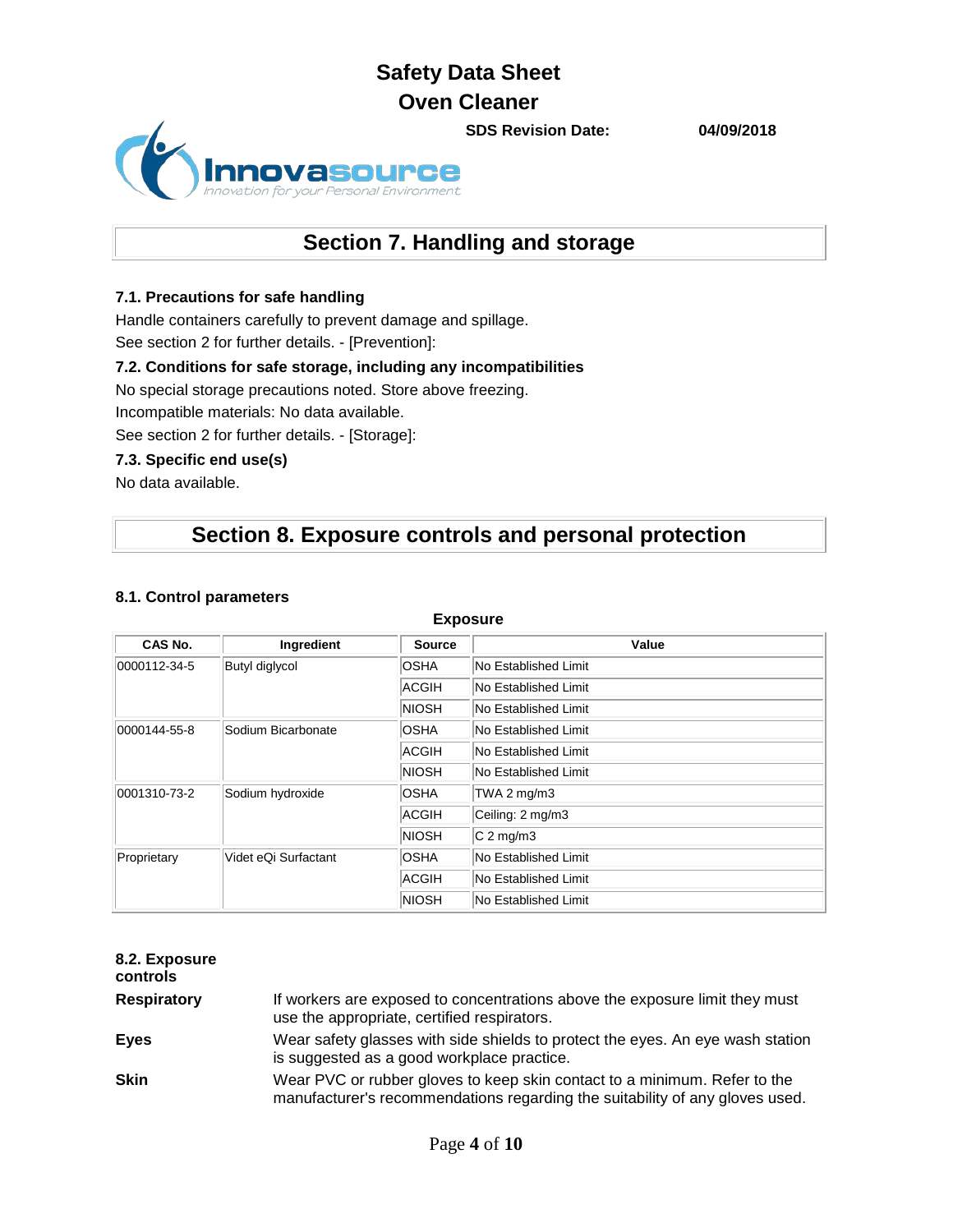## Section 7. Handling and storage

### 7.1. Precautions for safe handling

Handle containers carefully to prevent damage and spillage.

See section 2 for further details. - [Prevention]:

### 7.2. Conditions for safe storage, including any incompatibilities

No special storage precautions noted. Store above freezing.

Incompatible materials: No data available.

See section 2 for further details. - [Storage]:

### 7.3. Specific end use(s)

No data available.

## Section 8. Exposure controls and personal protection

### 8.1. Control parameters

**Exposure**

| CAS No. | Ingredient | Source | Value |
|---|---|---|---|
| 0000112-34-5 | Butyl diglycol | OSHA | No Established Limit |
| | | ACGIH | No Established Limit |
| | | NIOSH | No Established Limit |
| 0000144-55-8 | Sodium Bicarbonate | OSHA | No Established Limit |
| | | ACGIH | No Established Limit |
| | | NIOSH | No Established Limit |
| 0001310-73-2 | Sodium hydroxide | OSHA | TWA 2 mg/m3 |
| | | ACGIH | Ceiling: 2 mg/m3 |
| | | NIOSH | C 2 mg/m3 |
| Proprietary | Videt eQi Surfactant | OSHA | No Established Limit |
| | | ACGIH | No Established Limit |
| | | NIOSH | No Established Limit |

### 8.2. Exposure controls

**Respiratory** If workers are exposed to concentrations above the exposure limit they must use the appropriate, certified respirators.

**Eyes** Wear safety glasses with side shields to protect the eyes. An eye wash station is suggested as a good workplace practice.

**Skin** Wear PVC or rubber gloves to keep skin contact to a minimum. Refer to the manufacturer's recommendations regarding the suitability of any gloves used.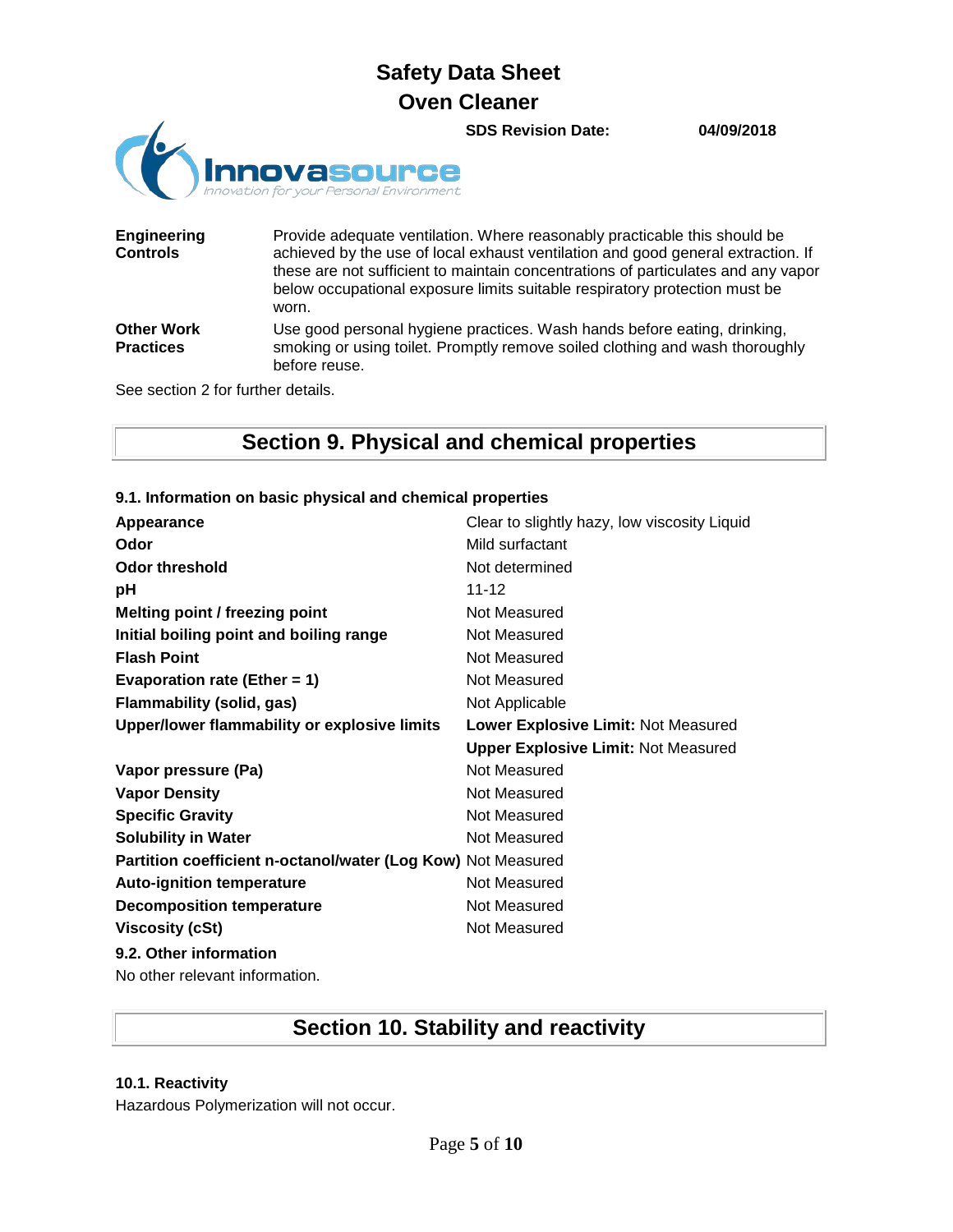| | |
|---|---|
| **Engineering Controls** | Provide adequate ventilation. Where reasonably practicable this should be achieved by the use of local exhaust ventilation and good general extraction. If these are not sufficient to maintain concentrations of particulates and any vapor below occupational exposure limits suitable respiratory protection must be worn. |
| **Other Work Practices** | Use good personal hygiene practices. Wash hands before eating, drinking, smoking or using toilet. Promptly remove soiled clothing and wash thoroughly before reuse. |

See section 2 for further details.

## Section 9. Physical and chemical properties

### 9.1. Information on basic physical and chemical properties

| | |
|---|---|
| **Appearance** | Clear to slightly hazy, low viscosity Liquid |
| **Odor** | Mild surfactant |
| **Odor threshold** | Not determined |
| **pH** | 11-12 |
| **Melting point / freezing point** | Not Measured |
| **Initial boiling point and boiling range** | Not Measured |
| **Flash Point** | Not Measured |
| **Evaporation rate (Ether = 1)** | Not Measured |
| **Flammability (solid, gas)** | Not Applicable |
| **Upper/lower flammability or explosive limits** | **Lower Explosive Limit:** Not Measured |
| | **Upper Explosive Limit:** Not Measured |
| **Vapor pressure (Pa)** | Not Measured |
| **Vapor Density** | Not Measured |
| **Specific Gravity** | Not Measured |
| **Solubility in Water** | Not Measured |
| **Partition coefficient n-octanol/water (Log Kow)** | Not Measured |
| **Auto-ignition temperature** | Not Measured |
| **Decomposition temperature** | Not Measured |
| **Viscosity (cSt)** | Not Measured |

### 9.2. Other information

No other relevant information.

## Section 10. Stability and reactivity

### 10.1. Reactivity

Hazardous Polymerization will not occur.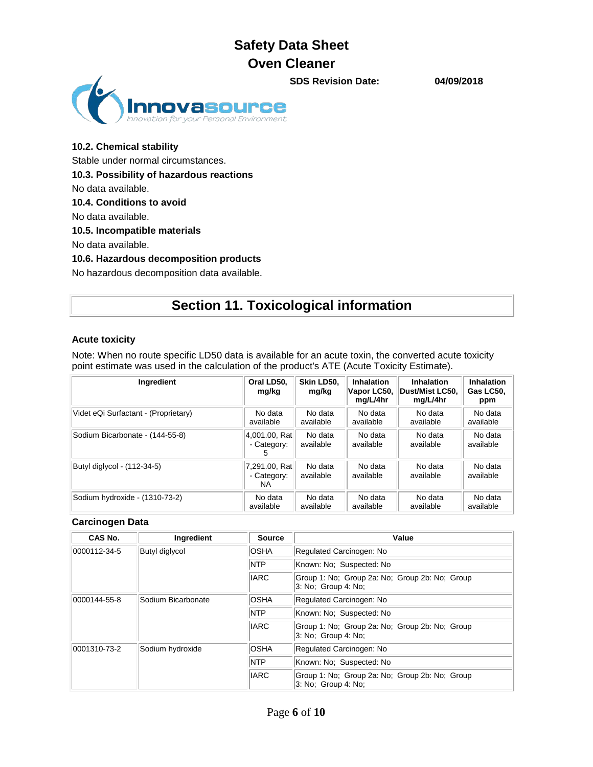**10.2. Chemical stability**

Stable under normal circumstances.

**10.3. Possibility of hazardous reactions**

No data available.

**10.4. Conditions to avoid**

No data available.

**10.5. Incompatible materials**

No data available.

**10.6. Hazardous decomposition products**

No hazardous decomposition data available.

## Section 11. Toxicological information

### Acute toxicity

Note: When no route specific LD50 data is available for an acute toxin, the converted acute toxicity point estimate was used in the calculation of the product's ATE (Acute Toxicity Estimate).

| Ingredient | Oral LD50, mg/kg | Skin LD50, mg/kg | Inhalation Vapor LC50, mg/L/4hr | Inhalation Dust/Mist LC50, mg/L/4hr | Inhalation Gas LC50, ppm |
|---|---|---|---|---|---|
| Videt eQi Surfactant - (Proprietary) | No data available | No data available | No data available | No data available | No data available |
| Sodium Bicarbonate - (144-55-8) | 4,001.00, Rat - Category: 5 | No data available | No data available | No data available | No data available |
| Butyl diglycol - (112-34-5) | 7,291.00, Rat - Category: NA | No data available | No data available | No data available | No data available |
| Sodium hydroxide - (1310-73-2) | No data available | No data available | No data available | No data available | No data available |

### Carcinogen Data

| CAS No. | Ingredient | Source | Value |
|---|---|---|---|
| 0000112-34-5 | Butyl diglycol | OSHA | Regulated Carcinogen: No |
| | | NTP | Known: No; Suspected: No |
| | | IARC | Group 1: No; Group 2a: No; Group 2b: No; Group 3: No; Group 4: No; |
| 0000144-55-8 | Sodium Bicarbonate | OSHA | Regulated Carcinogen: No |
| | | NTP | Known: No; Suspected: No |
| | | IARC | Group 1: No; Group 2a: No; Group 2b: No; Group 3: No; Group 4: No; |
| 0001310-73-2 | Sodium hydroxide | OSHA | Regulated Carcinogen: No |
| | | NTP | Known: No; Suspected: No |
| | | IARC | Group 1: No; Group 2a: No; Group 2b: No; Group 3: No; Group 4: No; |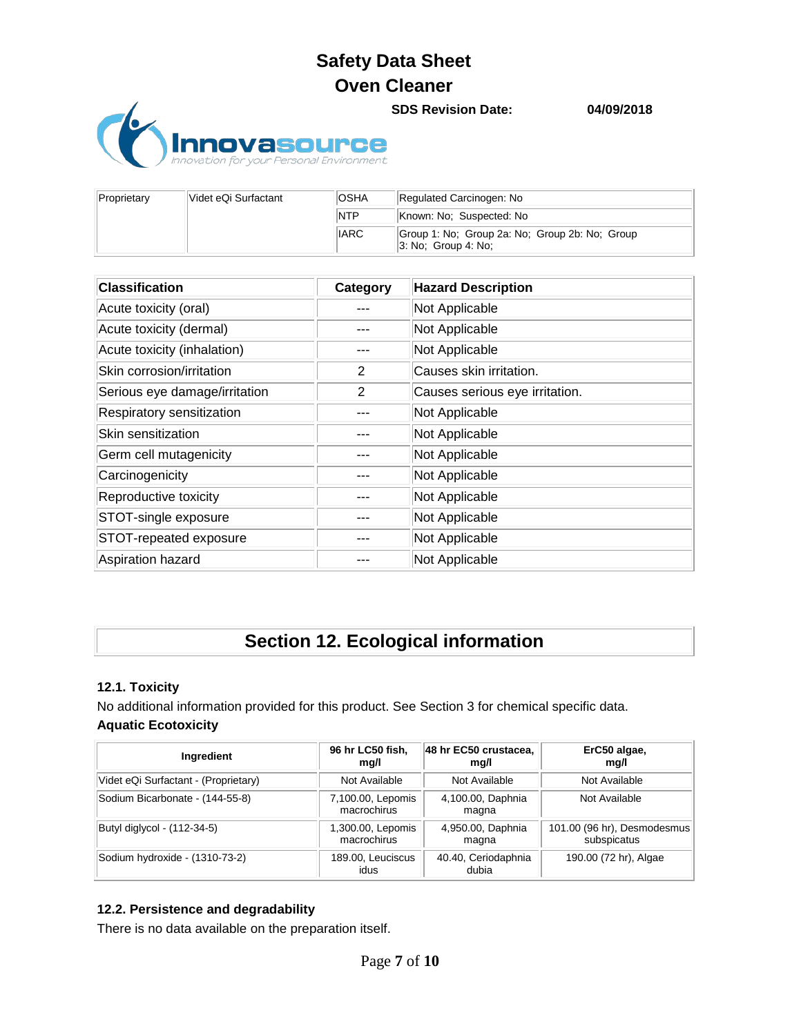| Proprietary | Videt eQi Surfactant | OSHA | Regulated Carcinogen: No |
|---|---|---|---|
| | | NTP | Known: No; Suspected: No |
| | | IARC | Group 1: No; Group 2a: No; Group 2b: No; Group 3: No; Group 4: No; |

| Classification | Category | Hazard Description |
|---|---|---|
| Acute toxicity (oral) | --- | Not Applicable |
| Acute toxicity (dermal) | --- | Not Applicable |
| Acute toxicity (inhalation) | --- | Not Applicable |
| Skin corrosion/irritation | 2 | Causes skin irritation. |
| Serious eye damage/irritation | 2 | Causes serious eye irritation. |
| Respiratory sensitization | --- | Not Applicable |
| Skin sensitization | --- | Not Applicable |
| Germ cell mutagenicity | --- | Not Applicable |
| Carcinogenicity | --- | Not Applicable |
| Reproductive toxicity | --- | Not Applicable |
| STOT-single exposure | --- | Not Applicable |
| STOT-repeated exposure | --- | Not Applicable |
| Aspiration hazard | --- | Not Applicable |

## Section 12. Ecological information

### 12.1. Toxicity

No additional information provided for this product. See Section 3 for chemical specific data.

**Aquatic Ecotoxicity**

| Ingredient | 96 hr LC50 fish, mg/l | 48 hr EC50 crustacea, mg/l | ErC50 algae, mg/l |
|---|---|---|---|
| Videt eQi Surfactant - (Proprietary) | Not Available | Not Available | Not Available |
| Sodium Bicarbonate - (144-55-8) | 7,100.00, Lepomis macrochirus | 4,100.00, Daphnia magna | Not Available |
| Butyl diglycol - (112-34-5) | 1,300.00, Lepomis macrochirus | 4,950.00, Daphnia magna | 101.00 (96 hr), Desmodesmus subspicatus |
| Sodium hydroxide - (1310-73-2) | 189.00, Leuciscus idus | 40.40, Ceriodaphnia dubia | 190.00 (72 hr), Algae |

### 12.2. Persistence and degradability

There is no data available on the preparation itself.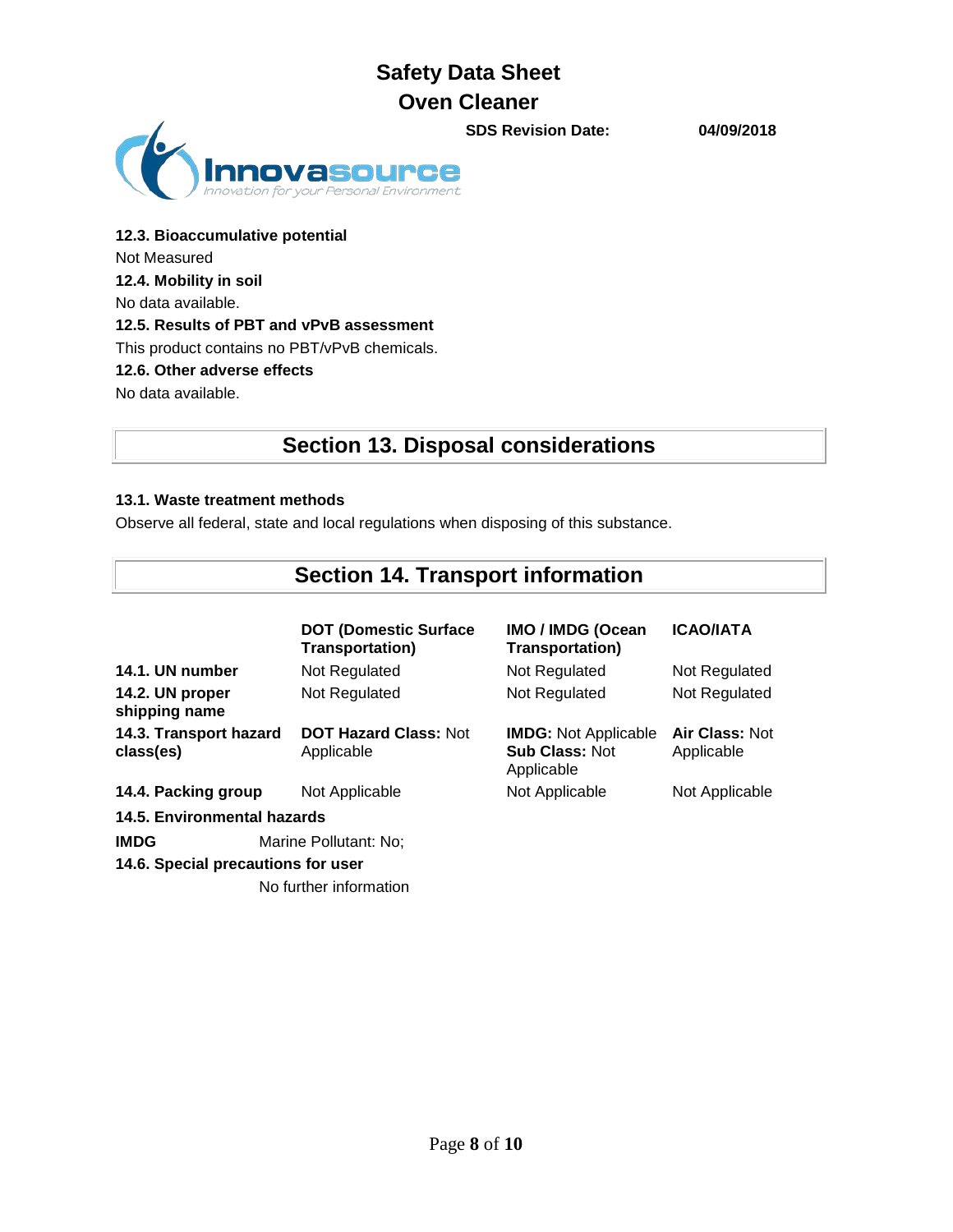### 12.3. Bioaccumulative potential

Not Measured

### 12.4. Mobility in soil

No data available.

### 12.5. Results of PBT and vPvB assessment

This product contains no PBT/vPvB chemicals.

### 12.6. Other adverse effects

No data available.

## Section 13. Disposal considerations

### 13.1. Waste treatment methods

Observe all federal, state and local regulations when disposing of this substance.

## Section 14. Transport information

| | DOT (Domestic Surface Transportation) | IMO / IMDG (Ocean Transportation) | ICAO/IATA |
|---|---|---|---|
| **14.1. UN number** | Not Regulated | Not Regulated | Not Regulated |
| **14.2. UN proper shipping name** | Not Regulated | Not Regulated | Not Regulated |
| **14.3. Transport hazard class(es)** | **DOT Hazard Class:** Not Applicable | **IMDG:** Not Applicable **Sub Class:** Not Applicable | **Air Class:** Not Applicable |
| **14.4. Packing group** | Not Applicable | Not Applicable | Not Applicable |

**14.5. Environmental hazards**

**IMDG** Marine Pollutant: No;

**14.6. Special precautions for user**

No further information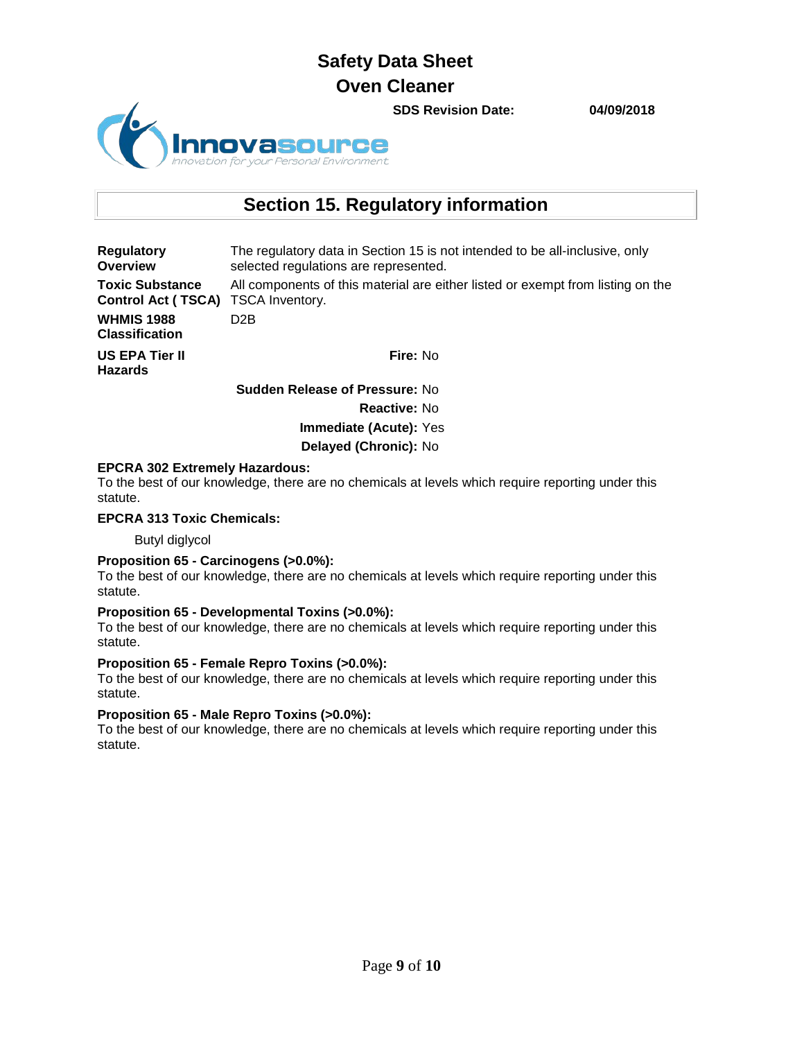# Section 15. Regulatory information

| | |
|---|---|
| **Regulatory Overview** | The regulatory data in Section 15 is not intended to be all-inclusive, only selected regulations are represented. |
| **Toxic Substance Control Act ( TSCA)** | All components of this material are either listed or exempt from listing on the TSCA Inventory. |
| **WHMIS 1988 Classification** | D2B |
| **US EPA Tier II Hazards** | **Fire:** No |
| | **Sudden Release of Pressure:** No |
| | **Reactive:** No |
| | **Immediate (Acute):** Yes |
| | **Delayed (Chronic):** No |

**EPCRA 302 Extremely Hazardous:**
To the best of our knowledge, there are no chemicals at levels which require reporting under this statute.

**EPCRA 313 Toxic Chemicals:**

Butyl diglycol

**Proposition 65 - Carcinogens (>0.0%):**
To the best of our knowledge, there are no chemicals at levels which require reporting under this statute.

**Proposition 65 - Developmental Toxins (>0.0%):**
To the best of our knowledge, there are no chemicals at levels which require reporting under this statute.

**Proposition 65 - Female Repro Toxins (>0.0%):**
To the best of our knowledge, there are no chemicals at levels which require reporting under this statute.

**Proposition 65 - Male Repro Toxins (>0.0%):**
To the best of our knowledge, there are no chemicals at levels which require reporting under this statute.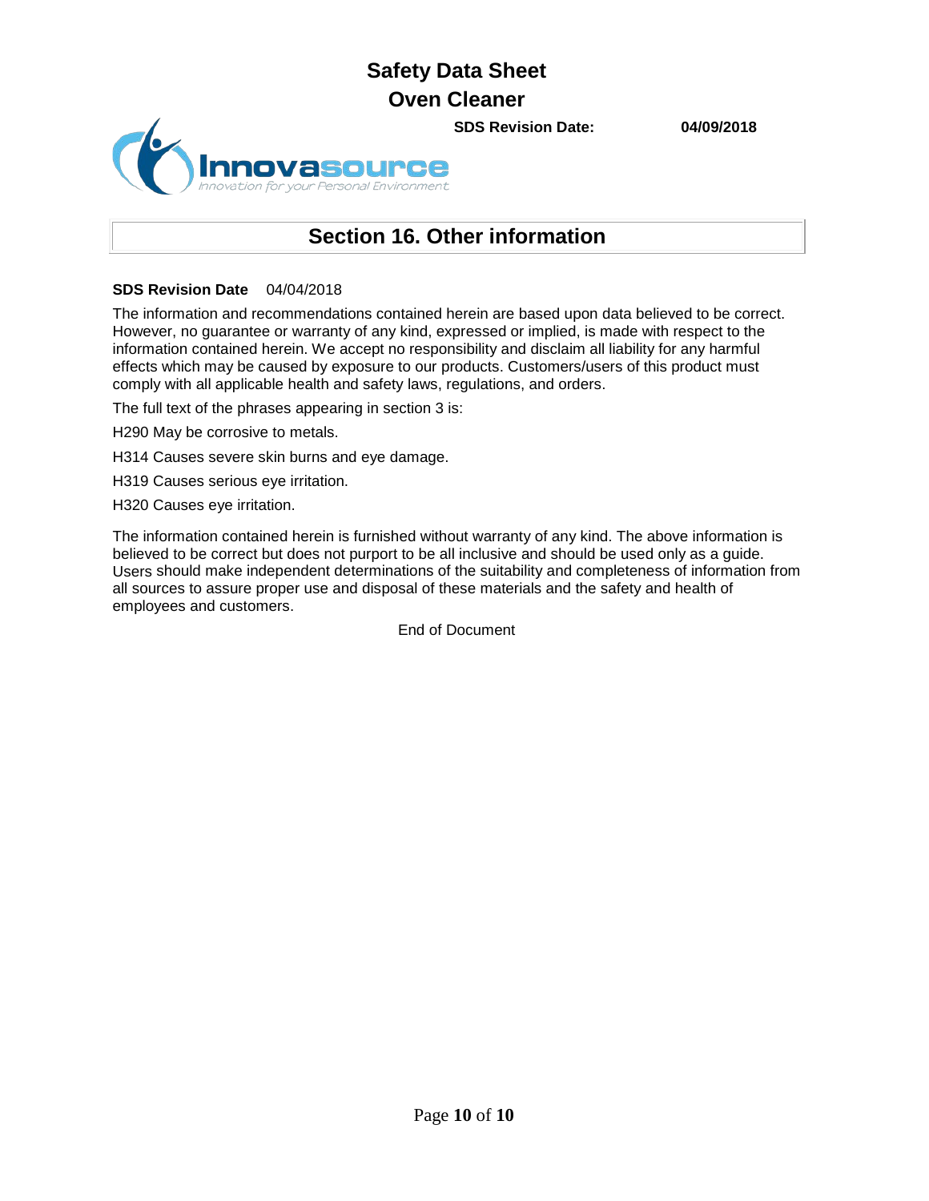## Section 16. Other information

**SDS Revision Date** 04/04/2018

The information and recommendations contained herein are based upon data believed to be correct. However, no guarantee or warranty of any kind, expressed or implied, is made with respect to the information contained herein. We accept no responsibility and disclaim all liability for any harmful effects which may be caused by exposure to our products. Customers/users of this product must comply with all applicable health and safety laws, regulations, and orders.

The full text of the phrases appearing in section 3 is:

H290 May be corrosive to metals.

H314 Causes severe skin burns and eye damage.

H319 Causes serious eye irritation.

H320 Causes eye irritation.

The information contained herein is furnished without warranty of any kind. The above information is believed to be correct but does not purport to be all inclusive and should be used only as a guide. Users should make independent determinations of the suitability and completeness of information from all sources to assure proper use and disposal of these materials and the safety and health of employees and customers.

End of Document